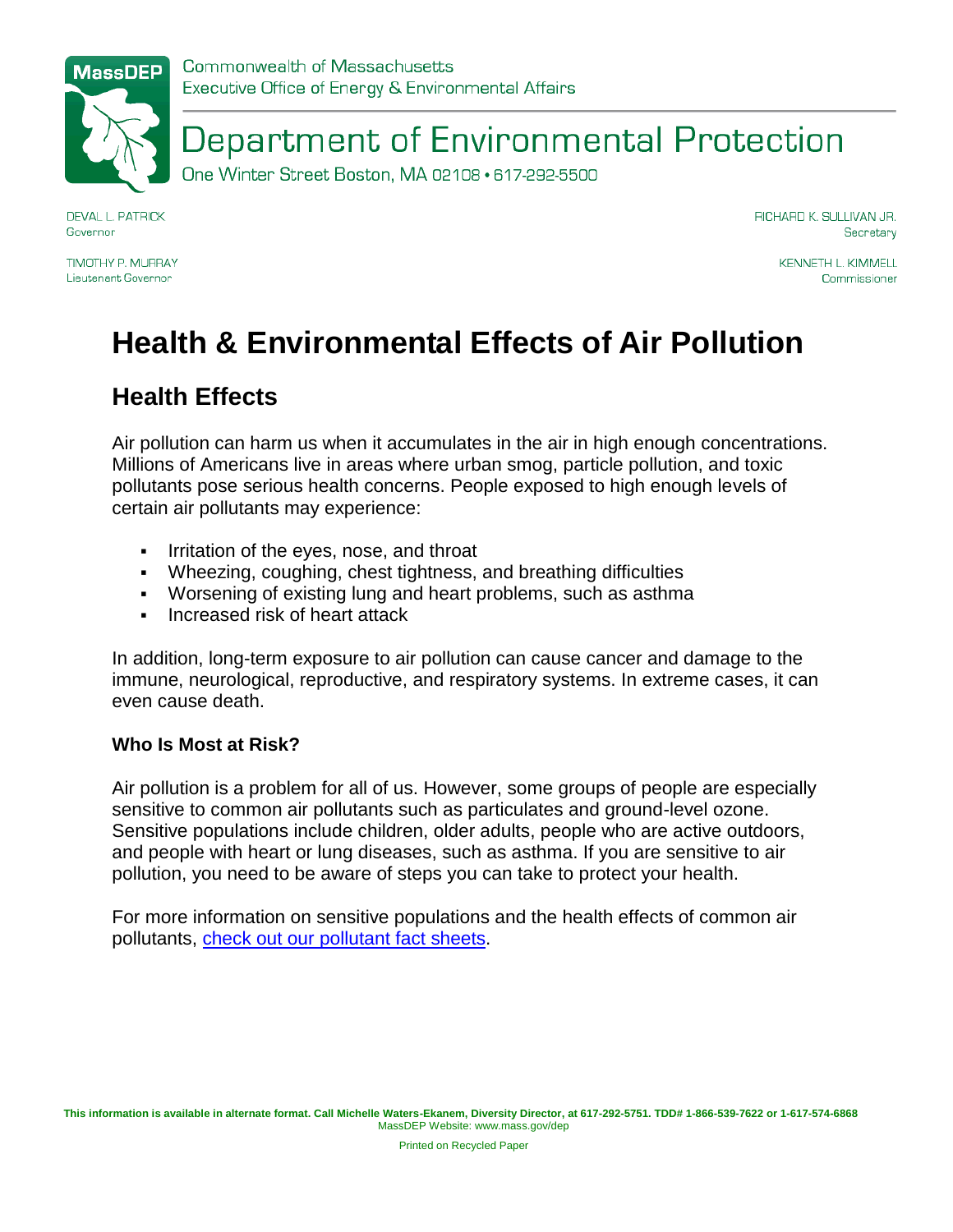MassDEP

Commonwealth of Massachusetts
Executive Office of Energy & Environmental Affairs

# Department of Environmental Protection

One Winter Street Boston, MA 02108 • 617-292-5500

DEVAL L. PATRICK
Governor

TIMOTHY P. MURRAY
Lieutenant Governor

RICHARD K. SULLIVAN JR.
Secretary

KENNETH L. KIMMELL
Commissioner

# Health & Environmental Effects of Air Pollution

## Health Effects

Air pollution can harm us when it accumulates in the air in high enough concentrations. Millions of Americans live in areas where urban smog, particle pollution, and toxic pollutants pose serious health concerns. People exposed to high enough levels of certain air pollutants may experience:

- Irritation of the eyes, nose, and throat
- Wheezing, coughing, chest tightness, and breathing difficulties
- Worsening of existing lung and heart problems, such as asthma
- Increased risk of heart attack

In addition, long-term exposure to air pollution can cause cancer and damage to the immune, neurological, reproductive, and respiratory systems. In extreme cases, it can even cause death.

### Who Is Most at Risk?

Air pollution is a problem for all of us. However, some groups of people are especially sensitive to common air pollutants such as particulates and ground-level ozone. Sensitive populations include children, older adults, people who are active outdoors, and people with heart or lung diseases, such as asthma. If you are sensitive to air pollution, you need to be aware of steps you can take to protect your health.

For more information on sensitive populations and the health effects of common air pollutants, check out our pollutant fact sheets.

**This information is available in alternate format. Call Michelle Waters-Ekanem, Diversity Director, at 617-292-5751. TDD# 1-866-539-7622 or 1-617-574-6868**
MassDEP Website: www.mass.gov/dep

Printed on Recycled Paper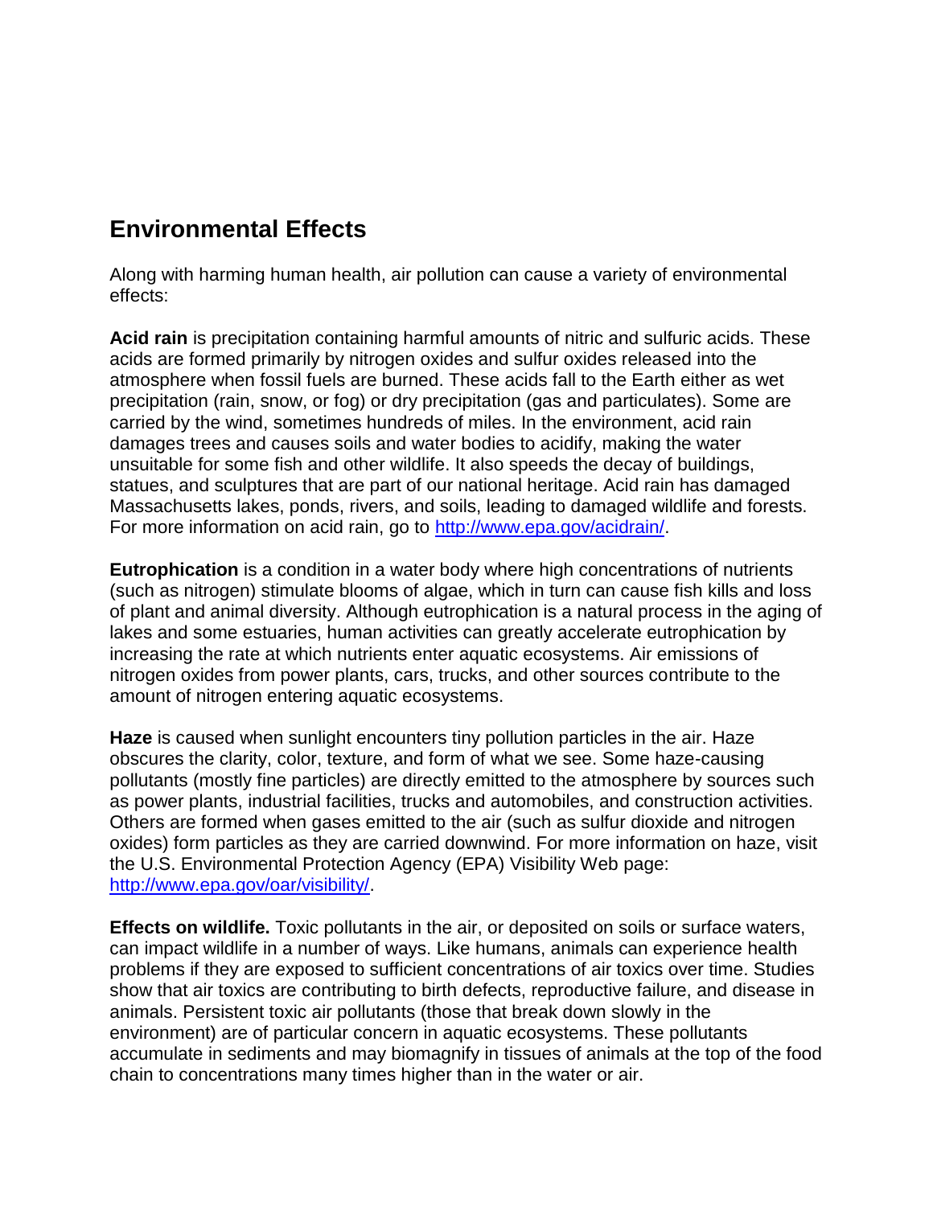## Environmental Effects

Along with harming human health, air pollution can cause a variety of environmental effects:

**Acid rain** is precipitation containing harmful amounts of nitric and sulfuric acids. These acids are formed primarily by nitrogen oxides and sulfur oxides released into the atmosphere when fossil fuels are burned. These acids fall to the Earth either as wet precipitation (rain, snow, or fog) or dry precipitation (gas and particulates). Some are carried by the wind, sometimes hundreds of miles. In the environment, acid rain damages trees and causes soils and water bodies to acidify, making the water unsuitable for some fish and other wildlife. It also speeds the decay of buildings, statues, and sculptures that are part of our national heritage. Acid rain has damaged Massachusetts lakes, ponds, rivers, and soils, leading to damaged wildlife and forests. For more information on acid rain, go to [http://www.epa.gov/acidrain/](http://www.epa.gov/acidrain/).

**Eutrophication** is a condition in a water body where high concentrations of nutrients (such as nitrogen) stimulate blooms of algae, which in turn can cause fish kills and loss of plant and animal diversity. Although eutrophication is a natural process in the aging of lakes and some estuaries, human activities can greatly accelerate eutrophication by increasing the rate at which nutrients enter aquatic ecosystems. Air emissions of nitrogen oxides from power plants, cars, trucks, and other sources contribute to the amount of nitrogen entering aquatic ecosystems.

**Haze** is caused when sunlight encounters tiny pollution particles in the air. Haze obscures the clarity, color, texture, and form of what we see. Some haze-causing pollutants (mostly fine particles) are directly emitted to the atmosphere by sources such as power plants, industrial facilities, trucks and automobiles, and construction activities. Others are formed when gases emitted to the air (such as sulfur dioxide and nitrogen oxides) form particles as they are carried downwind. For more information on haze, visit the U.S. Environmental Protection Agency (EPA) Visibility Web page: [http://www.epa.gov/oar/visibility/](http://www.epa.gov/oar/visibility/).

**Effects on wildlife.** Toxic pollutants in the air, or deposited on soils or surface waters, can impact wildlife in a number of ways. Like humans, animals can experience health problems if they are exposed to sufficient concentrations of air toxics over time. Studies show that air toxics are contributing to birth defects, reproductive failure, and disease in animals. Persistent toxic air pollutants (those that break down slowly in the environment) are of particular concern in aquatic ecosystems. These pollutants accumulate in sediments and may biomagnify in tissues of animals at the top of the food chain to concentrations many times higher than in the water or air.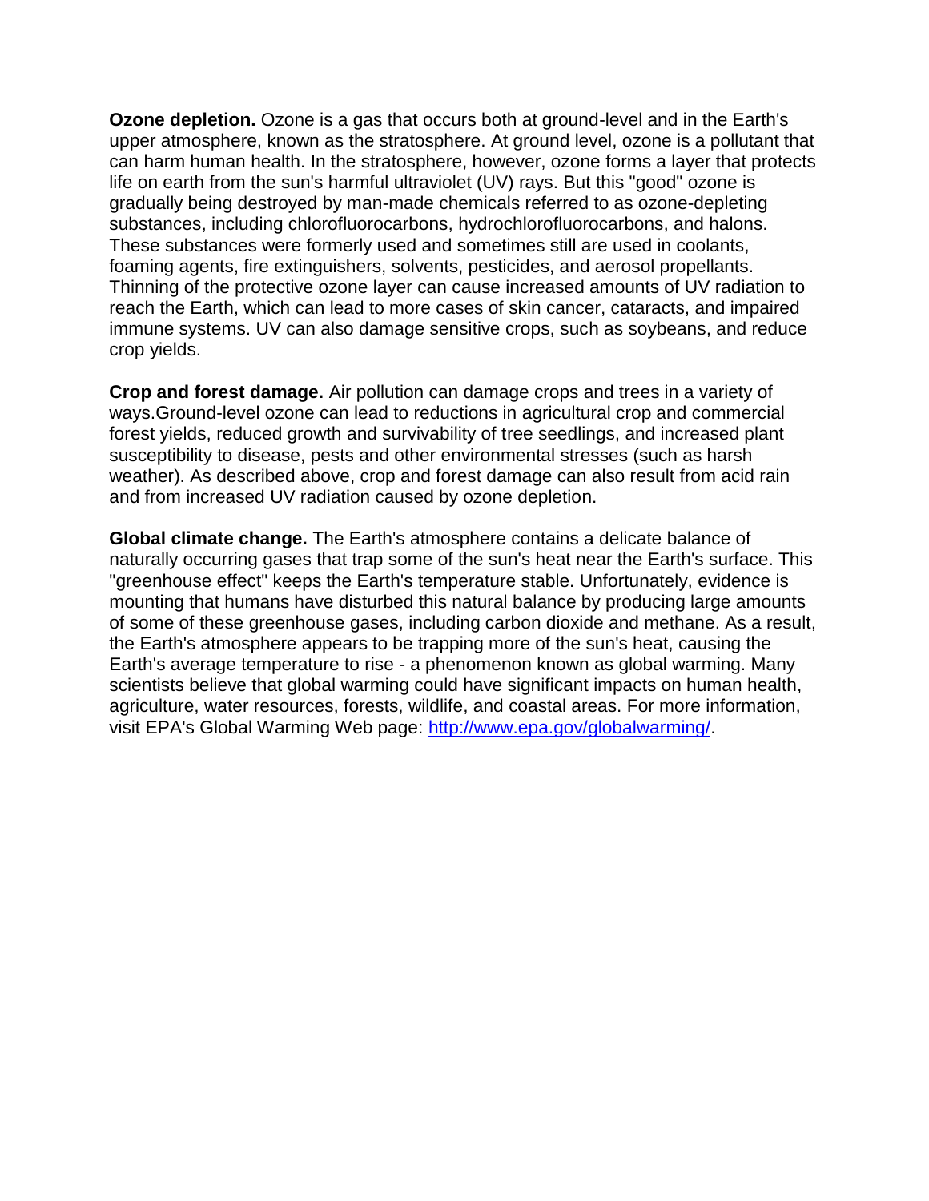**Ozone depletion.** Ozone is a gas that occurs both at ground-level and in the Earth's upper atmosphere, known as the stratosphere. At ground level, ozone is a pollutant that can harm human health. In the stratosphere, however, ozone forms a layer that protects life on earth from the sun's harmful ultraviolet (UV) rays. But this "good" ozone is gradually being destroyed by man-made chemicals referred to as ozone-depleting substances, including chlorofluorocarbons, hydrochlorofluorocarbons, and halons. These substances were formerly used and sometimes still are used in coolants, foaming agents, fire extinguishers, solvents, pesticides, and aerosol propellants. Thinning of the protective ozone layer can cause increased amounts of UV radiation to reach the Earth, which can lead to more cases of skin cancer, cataracts, and impaired immune systems. UV can also damage sensitive crops, such as soybeans, and reduce crop yields.

**Crop and forest damage.** Air pollution can damage crops and trees in a variety of ways.Ground-level ozone can lead to reductions in agricultural crop and commercial forest yields, reduced growth and survivability of tree seedlings, and increased plant susceptibility to disease, pests and other environmental stresses (such as harsh weather). As described above, crop and forest damage can also result from acid rain and from increased UV radiation caused by ozone depletion.

**Global climate change.** The Earth's atmosphere contains a delicate balance of naturally occurring gases that trap some of the sun's heat near the Earth's surface. This "greenhouse effect" keeps the Earth's temperature stable. Unfortunately, evidence is mounting that humans have disturbed this natural balance by producing large amounts of some of these greenhouse gases, including carbon dioxide and methane. As a result, the Earth's atmosphere appears to be trapping more of the sun's heat, causing the Earth's average temperature to rise - a phenomenon known as global warming. Many scientists believe that global warming could have significant impacts on human health, agriculture, water resources, forests, wildlife, and coastal areas. For more information, visit EPA's Global Warming Web page: [http://www.epa.gov/globalwarming/](http://www.epa.gov/globalwarming/).